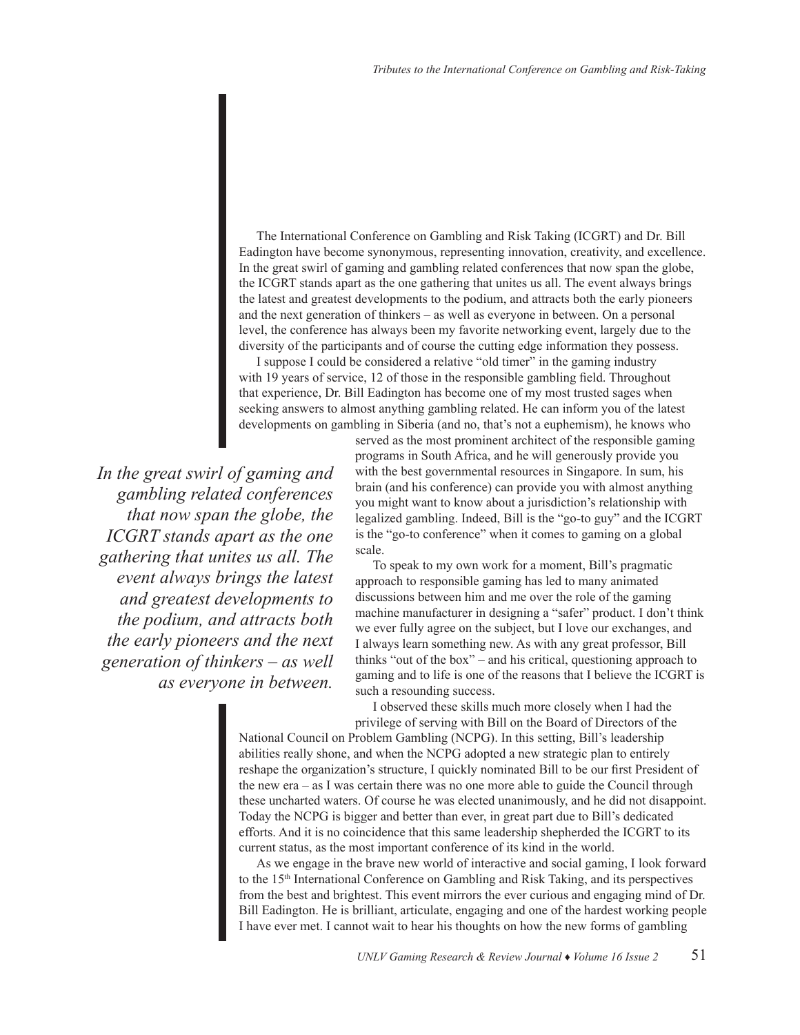The International Conference on Gambling and Risk Taking (ICGRT) and Dr. Bill Eadington have become synonymous, representing innovation, creativity, and excellence. In the great swirl of gaming and gambling related conferences that now span the globe, the ICGRT stands apart as the one gathering that unites us all. The event always brings the latest and greatest developments to the podium, and attracts both the early pioneers and the next generation of thinkers – as well as everyone in between. On a personal level, the conference has always been my favorite networking event, largely due to the diversity of the participants and of course the cutting edge information they possess.

I suppose I could be considered a relative "old timer" in the gaming industry with 19 years of service, 12 of those in the responsible gambling field. Throughout that experience, Dr. Bill Eadington has become one of my most trusted sages when seeking answers to almost anything gambling related. He can inform you of the latest developments on gambling in Siberia (and no, that's not a euphemism), he knows who served as the most prominent architect of the responsible gaming programs in South Africa, and he will generously provide you with the best governmental resources in Singapore. In sum, his brain (and his conference) can provide you with almost anything you might want to know about a jurisdiction's relationship with legalized gambling. Indeed, Bill is the "go-to guy" and the ICGRT is the "go-to conference" when it comes to gaming on a global scale.

> *In the great swirl of gaming and gambling related conferences that now span the globe, the ICGRT stands apart as the one gathering that unites us all. The event always brings the latest and greatest developments to the podium, and attracts both the early pioneers and the next generation of thinkers – as well as everyone in between.*

To speak to my own work for a moment, Bill's pragmatic approach to responsible gaming has led to many animated discussions between him and me over the role of the gaming machine manufacturer in designing a "safer" product. I don't think we ever fully agree on the subject, but I love our exchanges, and I always learn something new. As with any great professor, Bill thinks "out of the box" – and his critical, questioning approach to gaming and to life is one of the reasons that I believe the ICGRT is such a resounding success.

I observed these skills much more closely when I had the privilege of serving with Bill on the Board of Directors of the National Council on Problem Gambling (NCPG). In this setting, Bill's leadership abilities really shone, and when the NCPG adopted a new strategic plan to entirely reshape the organization's structure, I quickly nominated Bill to be our first President of the new era – as I was certain there was no one more able to guide the Council through these uncharted waters. Of course he was elected unanimously, and he did not disappoint. Today the NCPG is bigger and better than ever, in great part due to Bill's dedicated efforts. And it is no coincidence that this same leadership shepherded the ICGRT to its current status, as the most important conference of its kind in the world.

As we engage in the brave new world of interactive and social gaming, I look forward to the 15th International Conference on Gambling and Risk Taking, and its perspectives from the best and brightest. This event mirrors the ever curious and engaging mind of Dr. Bill Eadington. He is brilliant, articulate, engaging and one of the hardest working people I have ever met. I cannot wait to hear his thoughts on how the new forms of gambling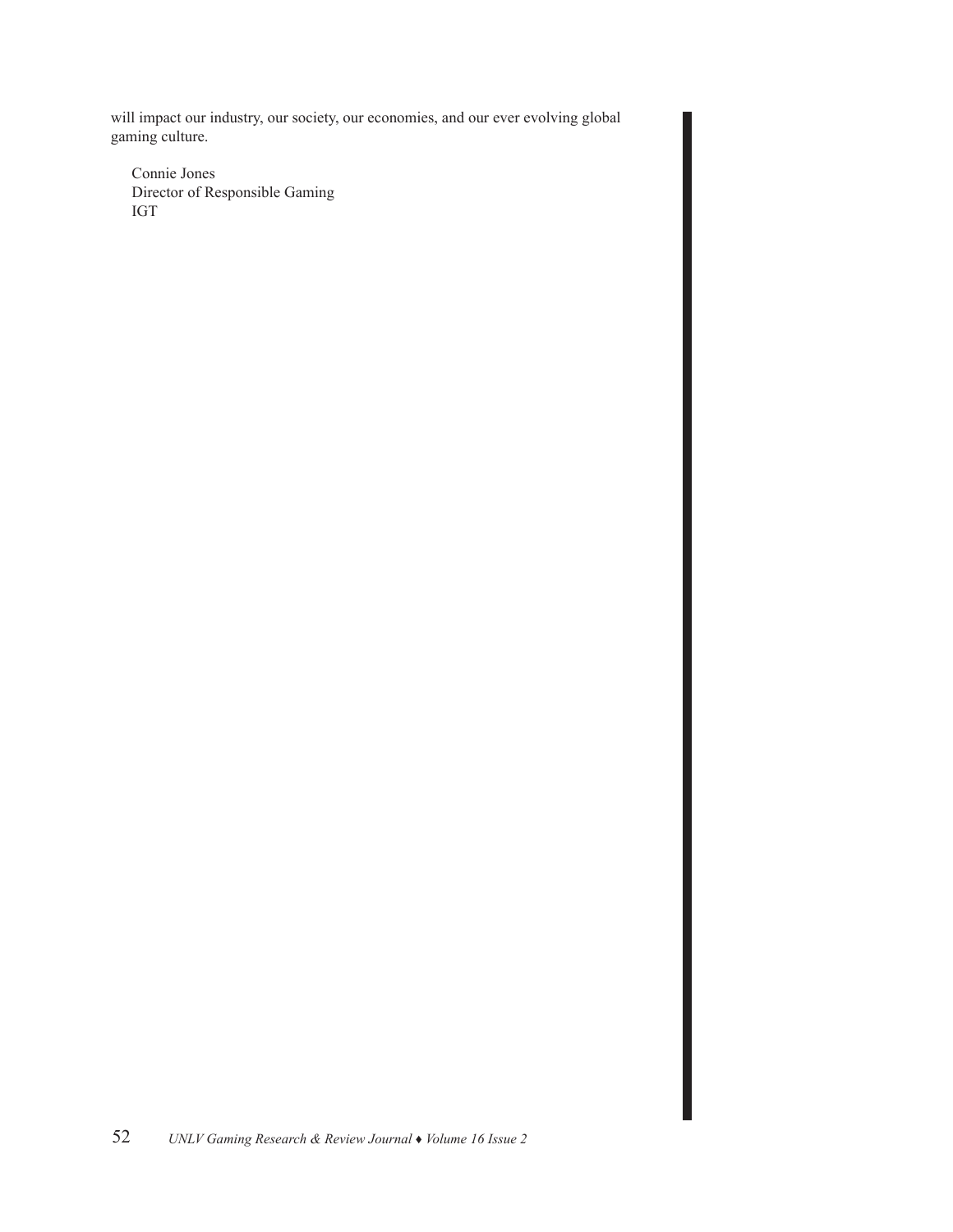will impact our industry, our society, our economies, and our ever evolving global gaming culture.

Connie Jones  
Director of Responsible Gaming  
IGT